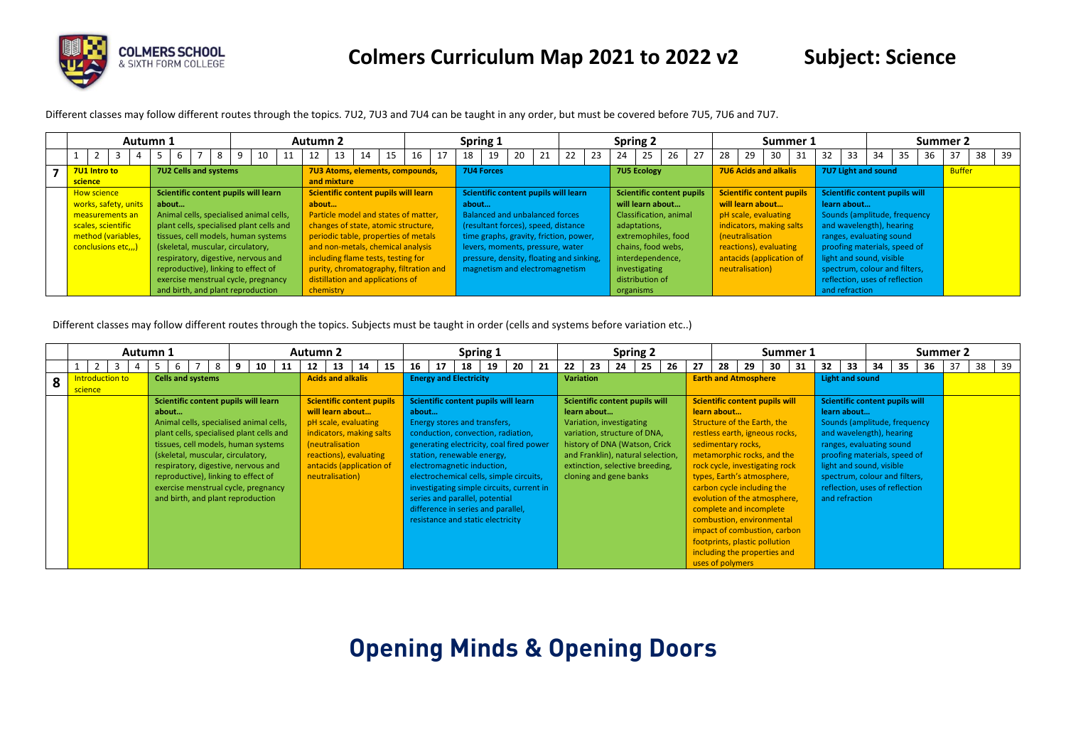# Colmers Curriculum Map 2021 to 2022 v2

## Subject: Science

Different classes may follow different routes through the topics. 7U2, 7U3 and 7U4 can be taught in any order, but must be covered before 7U5, 7U6 and 7U7.

| Year | Autumn 1 (Weeks 1–4) | Autumn 1 (Weeks 5–8) | Autumn 2 (Weeks 9–17) | Spring 1 (Weeks 18–23) | Spring 2 (Weeks 24–27) | Summer 1 (Weeks 28–31) | Summer 1 / Summer 2 (Weeks 32–36) | Summer 2 (Weeks 37–39) |
|---|---|---|---|---|---|---|---|---|
| 7 | **7U1 Intro to science** | **7U2 Cells and systems** | **7U3 Atoms, elements, compounds, and mixture** | **7U4 Forces** | **7U5 Ecology** | **7U6 Acids and alkalis** | **7U7 Light and sound** | **Buffer** |
| | How science works, safety, units measurements an scales, scientific method (variables, conclusions etc,,,) | **Scientific content pupils will learn about…** Animal cells, specialised animal cells, plant cells, specialised plant cells and tissues, cell models, human systems (skeletal, muscular, circulatory, respiratory, digestive, nervous and reproductive), linking to effect of exercise menstrual cycle, pregnancy and birth, and plant reproduction | **Scientific content pupils will learn about…** Particle model and states of matter, changes of state, atomic structure, periodic table, properties of metals and non-metals, chemical analysis including flame tests, testing for purity, chromatography, filtration and distillation and applications of chemistry | **Scientific content pupils will learn about…** Balanced and unbalanced forces (resultant forces), speed, distance time graphs, gravity, friction, power, levers, moments, pressure, water pressure, density, floating and sinking, magnetism and electromagnetism | **Scientific content pupils will learn about…** Classification, animal adaptations, extremophiles, food chains, food webs, interdependence, investigating distribution of organisms | **Scientific content pupils will learn about…** pH scale, evaluating indicators, making salts (neutralisation reactions), evaluating antacids (application of neutralisation) | **Scientific content pupils will learn about…** Sounds (amplitude, frequency and wavelength), hearing ranges, evaluating sound proofing materials, speed of light and sound, visible spectrum, colour and filters, reflection, uses of reflection and refraction | |

Different classes may follow different routes through the topics. Subjects must be taught in order (cells and systems before variation etc..)

| Year | Autumn 1 (Weeks 1–4) | Autumn 1 / Autumn 2 (Weeks 5–11) | Autumn 2 (Weeks 12–15) | Spring 1 (Weeks 16–21) | Spring 2 (Weeks 22–26) | Summer 1 (Weeks 27–31) | Summer 1 / Summer 2 (Weeks 32–36) | Summer 2 (Weeks 37–39) |
|---|---|---|---|---|---|---|---|---|
| 8 | **Introduction to science** | **Cells and systems** | **Acids and alkalis** | **Energy and Electricity** | **Variation** | **Earth and Atmosphere** | **Light and sound** | |
| | | **Scientific content pupils will learn about…** Animal cells, specialised animal cells, plant cells, specialised plant cells and tissues, cell models, human systems (skeletal, muscular, circulatory, respiratory, digestive, nervous and reproductive), linking to effect of exercise menstrual cycle, pregnancy and birth, and plant reproduction | **Scientific content pupils will learn about…** pH scale, evaluating indicators, making salts (neutralisation reactions), evaluating antacids (application of neutralisation) | **Scientific content pupils will learn about…** Energy stores and transfers, conduction, convection, radiation, generating electricity, coal fired power station, renewable energy, electromagnetic induction, electrochemical cells, simple circuits, investigating simple circuits, current in series and parallel, potential difference in series and parallel, resistance and static electricity | **Scientific content pupils will learn about…** Variation, investigating variation, structure of DNA, history of DNA (Watson, Crick and Franklin), natural selection, extinction, selective breeding, cloning and gene banks | **Scientific content pupils will learn about…** Structure of the Earth, the restless earth, igneous rocks, sedimentary rocks, metamorphic rocks, and the rock cycle, investigating rock types, Earth's atmosphere, carbon cycle including the evolution of the atmosphere, complete and incomplete combustion, environmental impact of combustion, carbon footprints, plastic pollution including the properties and uses of polymers | **Scientific content pupils will learn about…** Sounds (amplitude, frequency and wavelength), hearing ranges, evaluating sound proofing materials, speed of light and sound, visible spectrum, colour and filters, reflection, uses of reflection and refraction | |

**Opening Minds & Opening Doors**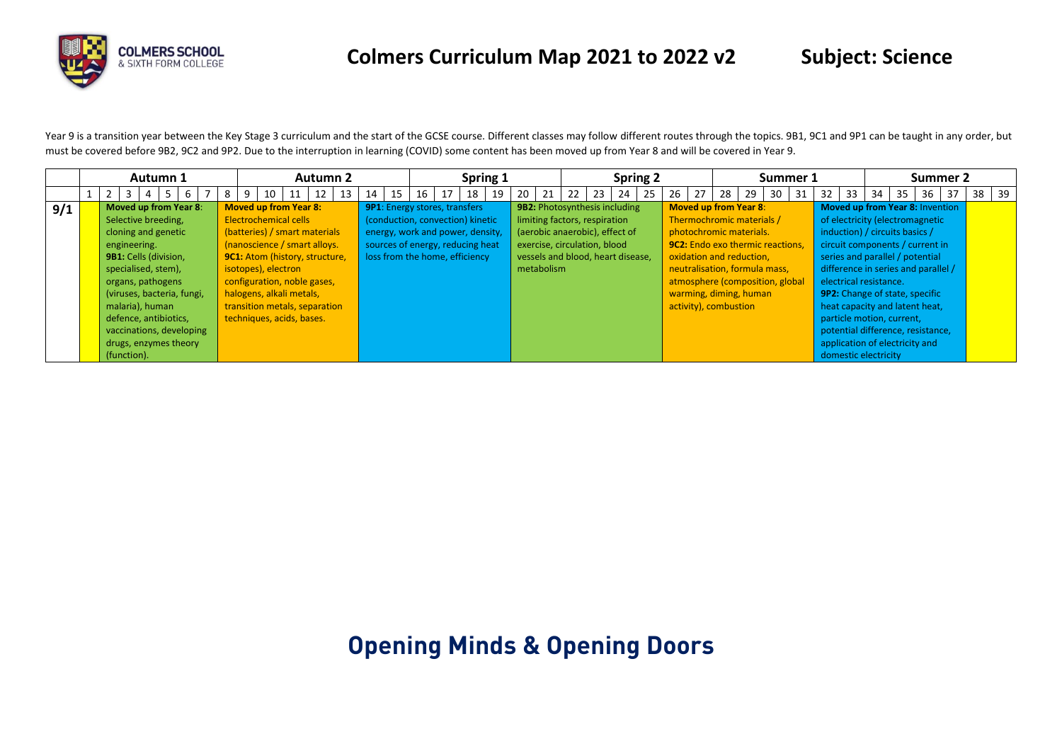# Colmers Curriculum Map 2021 to 2022 v2 — Subject: Science

Year 9 is a transition year between the Key Stage 3 curriculum and the start of the GCSE course. Different classes may follow different routes through the topics. 9B1, 9C1 and 9P1 can be taught in any order, but must be covered before 9B2, 9C2 and 9P2. Due to the interruption in learning (COVID) some content has been moved up from Year 8 and will be covered in Year 9.

| | Autumn 1 (weeks 1–7) | Autumn 2 (weeks 8–13) | Spring 1 (weeks 14–19) | Spring 2 (weeks 20–25) | Summer 1 (weeks 26–31) | Summer 2 (weeks 32–39) |
|---|---|---|---|---|---|---|
| **9/1** | **Moved up from Year 8**: Selective breeding, cloning and genetic engineering. **9B1:** Cells (division, specialised, stem), organs, pathogens (viruses, bacteria, fungi, malaria), human defence, antibiotics, vaccinations, developing drugs, enzymes theory (function). | **Moved up from Year 8:** Electrochemical cells (batteries) / smart materials (nanoscience / smart alloys. **9C1:** Atom (history, structure, isotopes), electron configuration, noble gases, halogens, alkali metals, transition metals, separation techniques, acids, bases. | **9P1**: Energy stores, transfers (conduction, convection) kinetic energy, work and power, density, sources of energy, reducing heat loss from the home, efficiency | **9B2:** Photosynthesis including limiting factors, respiration (aerobic anaerobic), effect of exercise, circulation, blood vessels and blood, heart disease, metabolism | **Moved up from Year 8**: Thermochromic materials / photochromic materials. **9C2:** Endo exo thermic reactions, oxidation and reduction, neutralisation, formula mass, atmosphere (composition, global warming, diming, human activity), combustion | **Moved up from Year 8:** Invention of electricity (electromagnetic induction) / circuits basics / circuit components / current in series and parallel / potential difference in series and parallel / electrical resistance. **9P2:** Change of state, specific heat capacity and latent heat, particle motion, current, potential difference, resistance, application of electricity and domestic electricity |

**Opening Minds & Opening Doors**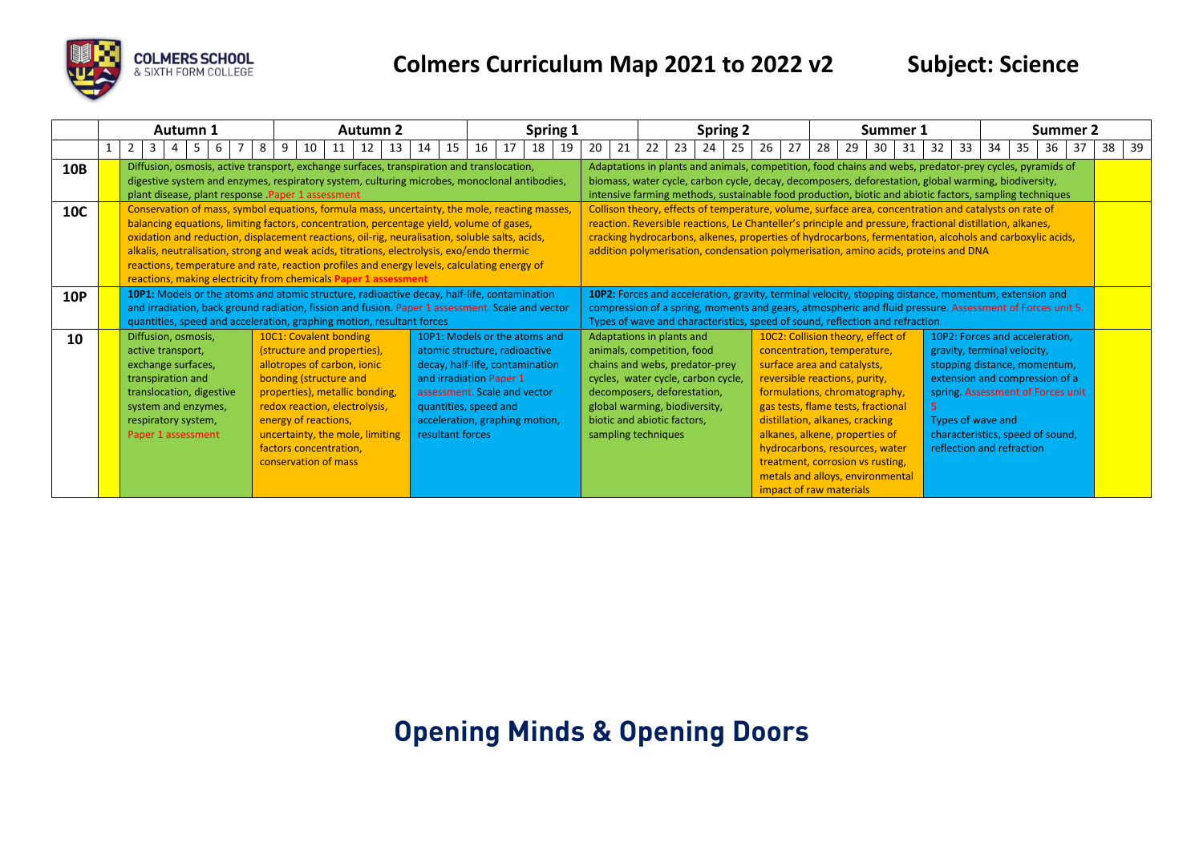# Colmers Curriculum Map 2021 to 2022 v2

**Subject: Science**

| | Autumn 1 (Weeks 1–8) | Autumn 2 (Weeks 9–15) | Spring 1 (Weeks 16–21) | Spring 2 (Weeks 22–27) | Summer 1 (Weeks 28–33) | Summer 2 (Weeks 34–39) |
|---|---|---|---|---|---|---|
| **10B** | Diffusion, osmosis, active transport, exchange surfaces, transpiration and translocation, digestive system and enzymes, respiratory system, culturing microbes, monoclonal antibodies, plant disease, plant response .Paper 1 assessment | | | Adaptations in plants and animals, competition, food chains and webs, predator-prey cycles, pyramids of biomass, water cycle, carbon cycle, decay, decomposers, deforestation, global warming, biodiversity, intensive farming methods, sustainable food production, biotic and abiotic factors, sampling techniques | | |
| **10C** | Conservation of mass, symbol equations, formula mass, uncertainty, the mole, reacting masses, balancing equations, limiting factors, concentration, percentage yield, volume of gases, oxidation and reduction, displacement reactions, oil-rig, neuralisation, soluble salts, acids, alkalis, neutralisation, strong and weak acids, titrations, electrolysis, exo/endo thermic reactions, temperature and rate, reaction profiles and energy levels, calculating energy of reactions, making electricity from chemicals **Paper 1 assessment** | | | Collison theory, effects of temperature, volume, surface area, concentration and catalysts on rate of reaction. Reversible reactions, Le Chanteller's principle and pressure, fractional distillation, alkanes, cracking hydrocarbons, alkenes, properties of hydrocarbons, fermentation, alcohols and carboxylic acids, addition polymerisation, condensation polymerisation, amino acids, proteins and DNA | | |
| **10P** | **10P1:** Models or the atoms and atomic structure, radioactive decay, half-life, contamination and irradiation, back ground radiation, fission and fusion. Paper 1 assessment. Scale and vector quantities, speed and acceleration, graphing motion, resultant forces | | | **10P2:** Forces and acceleration, gravity, terminal velocity, stopping distance, momentum, extension and compression of a spring, moments and gears, atmospheric and fluid pressure. Assessment of Forces unit 5. Types of wave and characteristics, speed of sound, reflection and refraction | | |
| **10** | Diffusion, osmosis, active transport, exchange surfaces, transpiration and translocation, digestive system and enzymes, respiratory system, Paper 1 assessment | 10C1: Covalent bonding (structure and properties), allotropes of carbon, ionic bonding (structure and properties), metallic bonding, redox reaction, electrolysis, energy of reactions, uncertainty, the mole, limiting factors concentration, conservation of mass | 10P1: Models or the atoms and atomic structure, radioactive decay, half-life, contamination and irradiation Paper 1 assessment. Scale and vector quantities, speed and acceleration, graphing motion, resultant forces | Adaptations in plants and animals, competition, food chains and webs, predator-prey cycles, water cycle, carbon cycle, decomposers, deforestation, global warming, biodiversity, biotic and abiotic factors, sampling techniques | 10C2: Collision theory, effect of concentration, temperature, surface area and catalysts, reversible reactions, purity, formulations, chromatography, gas tests, flame tests, fractional distillation, alkanes, cracking alkanes, alkene, properties of hydrocarbons, resources, water treatment, corrosion vs rusting, metals and alloys, environmental impact of raw materials | 10P2: Forces and acceleration, gravity, terminal velocity, stopping distance, momentum, extension and compression of a spring. Assessment of Forces unit 5<br>Types of wave and characteristics, speed of sound, reflection and refraction |

**Opening Minds & Opening Doors**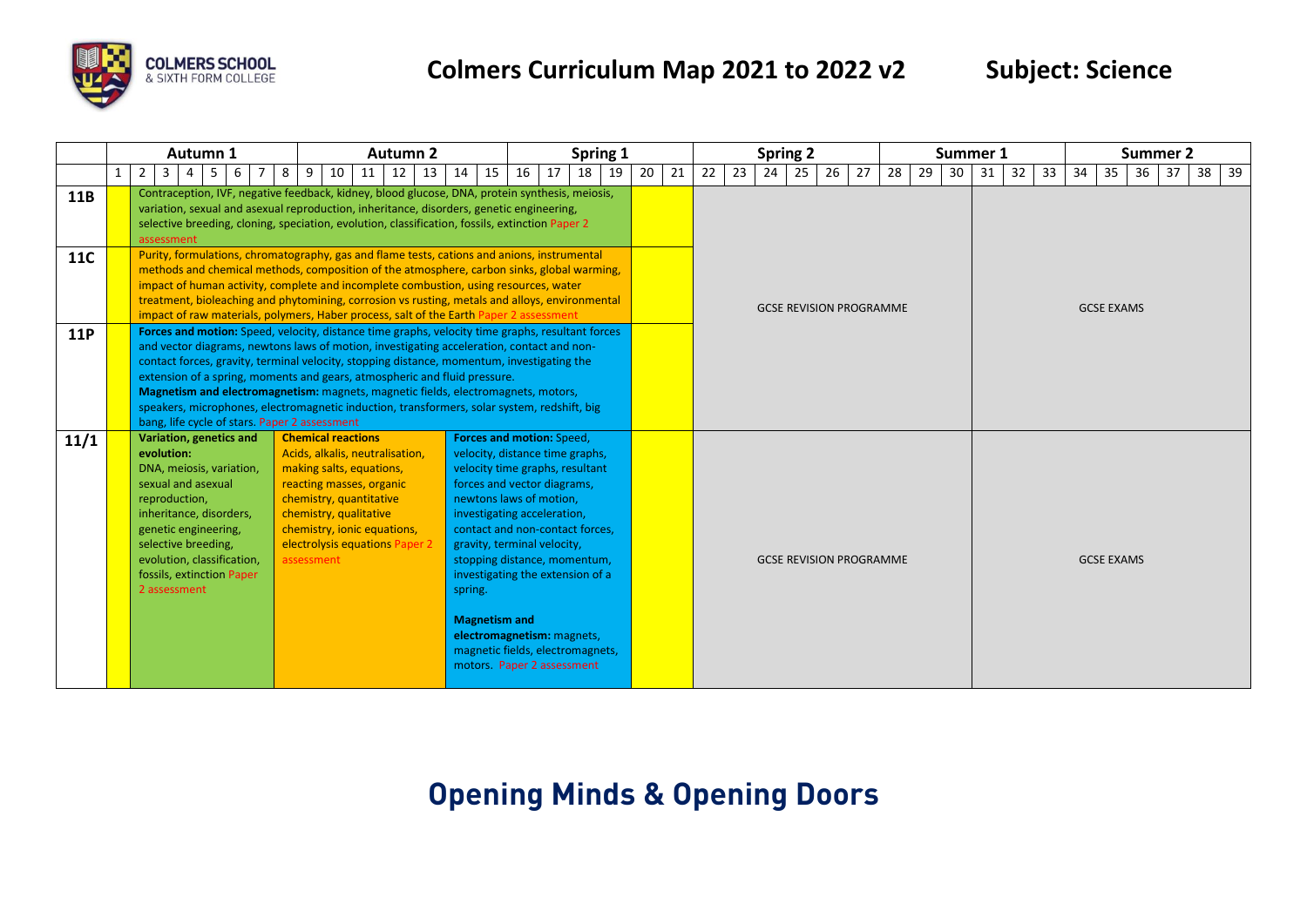# Colmers Curriculum Map 2021 to 2022 v2

**Subject: Science**

| | Autumn 1 | Autumn 2 | Spring 1 | Spring 2 | Summer 1 | Summer 2 |
|---|---|---|---|---|---|---|
| **Weeks** | 1–8 | 9–15 | 16–21 | 22–27 | 28–33 | 34–39 |
| **11B** | Contraception, IVF, negative feedback, kidney, blood glucose, DNA, protein synthesis, meiosis, variation, sexual and asexual reproduction, inheritance, disorders, genetic engineering, selective breeding, cloning, speciation, evolution, classification, fossils, extinction Paper 2 assessment (weeks 2–19) | | | GCSE REVISION PROGRAMME | | GCSE EXAMS |
| **11C** | Purity, formulations, chromatography, gas and flame tests, cations and anions, instrumental methods and chemical methods, composition of the atmosphere, carbon sinks, global warming, impact of human activity, complete and incomplete combustion, using resources, water treatment, bioleaching and phytomining, corrosion vs rusting, metals and alloys, environmental impact of raw materials, polymers, Haber process, salt of the Earth Paper 2 assessment (weeks 2–19) | | | GCSE REVISION PROGRAMME | | GCSE EXAMS |
| **11P** | **Forces and motion:** Speed, velocity, distance time graphs, velocity time graphs, resultant forces and vector diagrams, newtons laws of motion, investigating acceleration, contact and non-contact forces, gravity, terminal velocity, stopping distance, momentum, investigating the extension of a spring, moments and gears, atmospheric and fluid pressure. **Magnetism and electromagnetism:** magnets, magnetic fields, electromagnets, motors, speakers, microphones, electromagnetic induction, transformers, solar system, redshift, big bang, life cycle of stars. Paper 2 assessment (weeks 2–19) | | | GCSE REVISION PROGRAMME | | GCSE EXAMS |
| **11/1** | **Variation, genetics and evolution:** DNA, meiosis, variation, sexual and asexual reproduction, inheritance, disorders, genetic engineering, selective breeding, evolution, classification, fossils, extinction Paper 2 assessment (weeks 2–7) | **Chemical reactions** Acids, alkalis, neutralisation, making salts, equations, reacting masses, organic chemistry, quantitative chemistry, qualitative chemistry, ionic equations, electrolysis equations Paper 2 assessment (weeks 8–13) | **Forces and motion:** Speed, velocity, distance time graphs, velocity time graphs, resultant forces and vector diagrams, newtons laws of motion, investigating acceleration, contact and non-contact forces, gravity, terminal velocity, stopping distance, momentum, investigating the extension of a spring. **Magnetism and electromagnetism:** magnets, magnetic fields, electromagnets, motors. Paper 2 assessment (weeks 14–19) | GCSE REVISION PROGRAMME | | GCSE EXAMS |

# Opening Minds & Opening Doors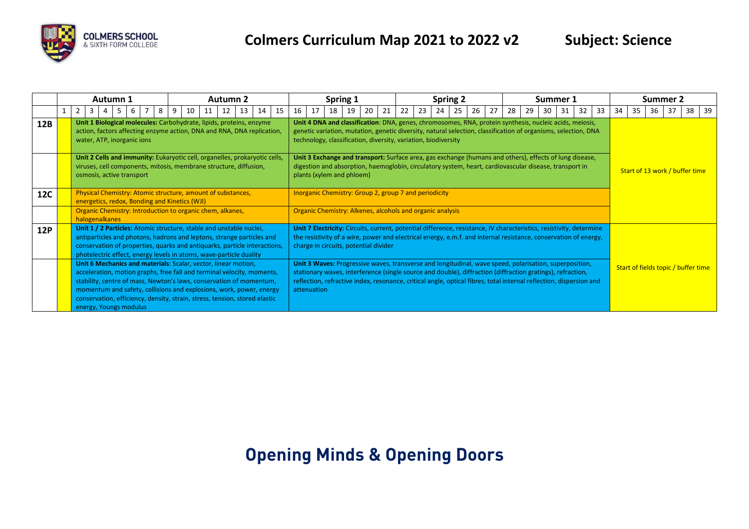# Colmers Curriculum Map 2021 to 2022 v2 — Subject: Science

| | Autumn 1 (weeks 1–8) / Autumn 2 (weeks 9–15) | Spring 1 (weeks 16–21) / Spring 2 (weeks 22–27) / Summer 1 (weeks 28–33) | Summer 2 (weeks 34–39) |
|---|---|---|---|
| **12B** | **Unit 1 Biological molecules:** Carbohydrate, lipids, proteins, enzyme action, factors affecting enzyme action, DNA and RNA, DNA replication, water, ATP, inorganic ions | **Unit 4 DNA and classification**: DNA, genes, chromosomes, RNA, protein synthesis, nucleic acids, meiosis, genetic variation, mutation, genetic diversity, natural selection, classification of organisms, selection, DNA technology, classification, diversity, variation, biodiversity | Start of 13 work / buffer time |
| | **Unit 2 Cells and immunity:** Eukaryotic cell, organelles, prokaryotic cells, viruses, cell components, mitosis, membrane structure, diffusion, osmosis, active transport | **Unit 3 Exchange and transport:** Surface area, gas exchange (humans and others), effects of lung disease, digestion and absorption, haemoglobin, circulatory system, heart, cardiovascular disease, transport in plants (xylem and phloem) | |
| **12C** | Physical Chemistry: Atomic structure, amount of substances, energetics, redox, Bonding and Kinetics (WJI) | Inorganic Chemistry: Group 2, group 7 and periodicity | |
| | Organic Chemistry: Introduction to organic chem, alkanes, halogenalkanes | Organic Chemistry: Alkenes, alcohols and organic analysis | |
| **12P** | **Unit 1 / 2 Particles:** Atomic structure, stable and unstable nuclei, antiparticles and photons, hadrons and leptons, strange particles and conservation of properties, quarks and antiquarks, particle interactions, photelectric effect, energy levels in atoms, wave-particle duality | **Unit 7 Electricity:** Circuits, current, potential difference, resistance, IV characteristics, resistivity, determine the resistivity of a wire, power and electrical energy, e.m.f. and internal resistance, conservation of energy, charge in circuits, potential divider | Start of fields topic / buffer time |
| | **Unit 6 Mechanics and materials**: Scalar, vector, linear motion, acceleration, motion graphs, free fall and terminal velocity, moments, stability, centre of mass, Newton's laws, conservation of momentum, momentum and safety, collisions and explosions, work, power, energy conservation, efficiency, density, strain, stress, tension, stored elastic energy, Youngs modulus | **Unit 3 Waves:** Progressive waves, transverse and longitudinal, wave speed, polarisation, superposition, stationary waves, interference (single source and double), diffraction (diffraction gratings), refraction, reflection, refractive index, resonance, critical angle, optical fibres, total internal reflection, dispersion and attenuation | |

**Opening Minds & Opening Doors**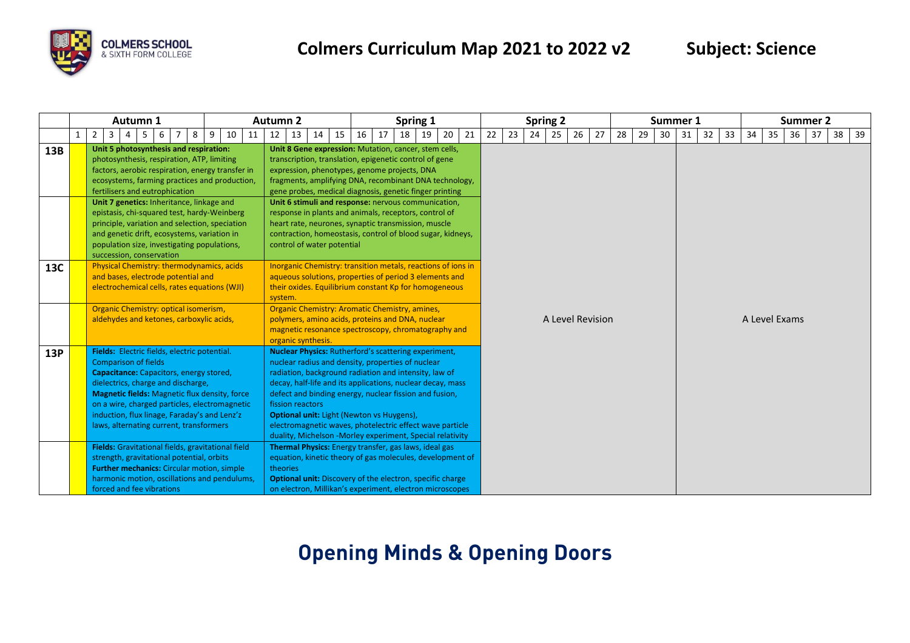# Colmers Curriculum Map 2021 to 2022 v2

**Subject: Science**

| | Autumn 1 (Weeks 1–11) | Autumn 2 / Spring 1 (Weeks 12–21) | Spring 2 (Weeks 22–27) / Summer 1 (Weeks 28–30) | Summer 1 (Weeks 31–33) / Summer 2 (Weeks 34–39) |
|---|---|---|---|---|
| **13B** | **Unit 5 photosynthesis and respiration:** photosynthesis, respiration, ATP, limiting factors, aerobic respiration, energy transfer in ecosystems, farming practices and production, fertilisers and eutrophication | **Unit 8 Gene expression:** Mutation, cancer, stem cells, transcription, translation, epigenetic control of gene expression, phenotypes, genome projects, DNA fragments, amplifying DNA, recombinant DNA technology, gene probes, medical diagnosis, genetic finger printing | A Level Revision | A Level Exams |
| | **Unit 7 genetics:** Inheritance, linkage and epistasis, chi-squared test, hardy-Weinberg principle, variation and selection, speciation and genetic drift, ecosystems, variation in population size, investigating populations, succession, conservation | **Unit 6 stimuli and response:** nervous communication, response in plants and animals, receptors, control of heart rate, neurones, synaptic transmission, muscle contraction, homeostasis, control of blood sugar, kidneys, control of water potential | A Level Revision | A Level Exams |
| **13C** | Physical Chemistry: thermodynamics, acids and bases, electrode potential and electrochemical cells, rates equations (WJI) | Inorganic Chemistry: transition metals, reactions of ions in aqueous solutions, properties of period 3 elements and their oxides. Equilibrium constant Kp for homogeneous system. | A Level Revision | A Level Exams |
| | Organic Chemistry: optical isomerism, aldehydes and ketones, carboxylic acids, | Organic Chemistry: Aromatic Chemistry, amines, polymers, amino acids, proteins and DNA, nuclear magnetic resonance spectroscopy, chromatography and organic synthesis. | A Level Revision | A Level Exams |
| **13P** | **Fields:** Electric fields, electric potential. Comparison of fields<br>**Capacitance:** Capacitors, energy stored, dielectrics, charge and discharge,<br>**Magnetic fields:** Magnetic flux density, force on a wire, charged particles, electromagnetic induction, flux linage, Faraday's and Lenz'z laws, alternating current, transformers | **Nuclear Physics:** Rutherford's scattering experiment, nuclear radius and density, properties of nuclear radiation, background radiation and intensity, law of decay, half-life and its applications, nuclear decay, mass defect and binding energy, nuclear fission and fusion, fission reactors<br>**Optional unit:** Light (Newton vs Huygens), electromagnetic waves, photoelectric effect wave particle duality, Michelson -Morley experiment, Special relativity | A Level Revision | A Level Exams |
| | **Fields:** Gravitational fields, gravitational field strength, gravitational potential, orbits<br>**Further mechanics:** Circular motion, simple harmonic motion, oscillations and pendulums, forced and fee vibrations | **Thermal Physics:** Energy transfer, gas laws, ideal gas equation, kinetic theory of gas molecules, development of theories<br>**Optional unit:** Discovery of the electron, specific charge on electron, Millikan's experiment, electron microscopes | A Level Revision | A Level Exams |

**Opening Minds & Opening Doors**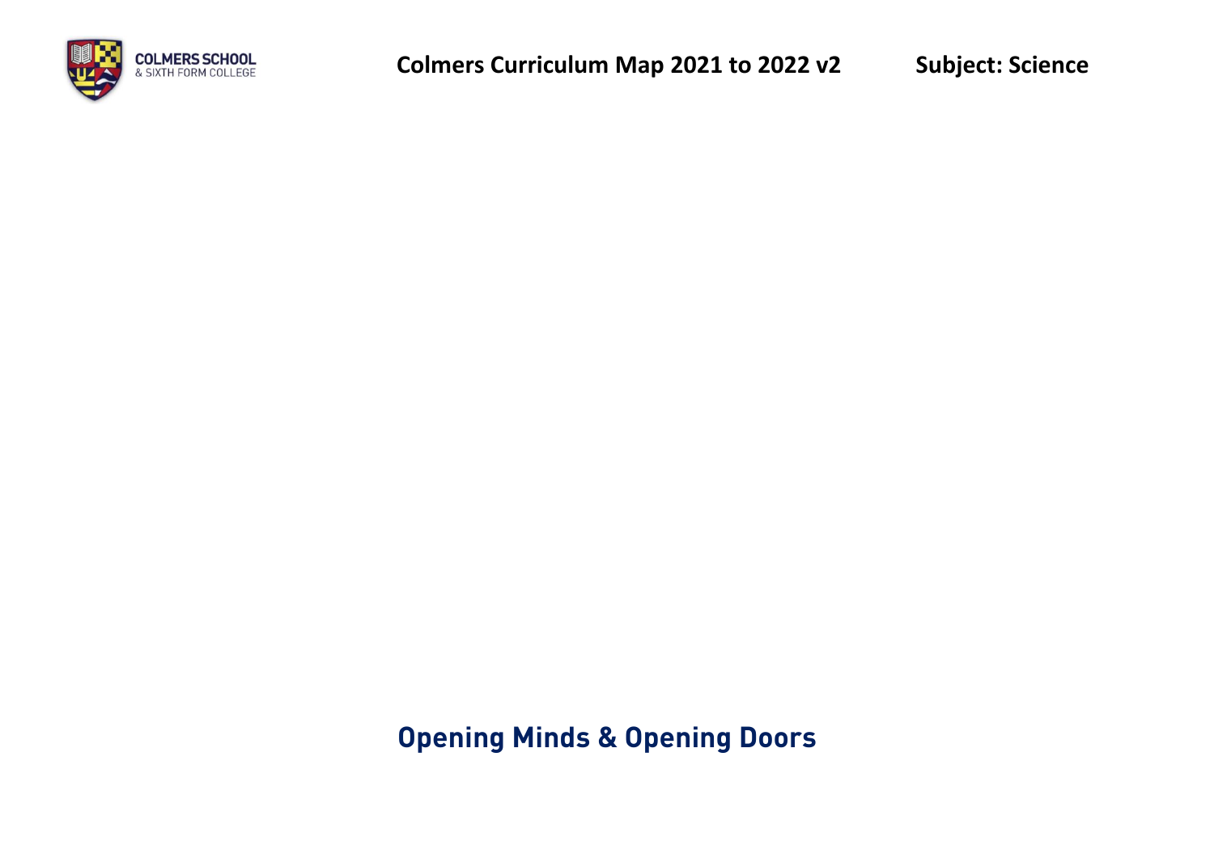**Opening Minds & Opening Doors**